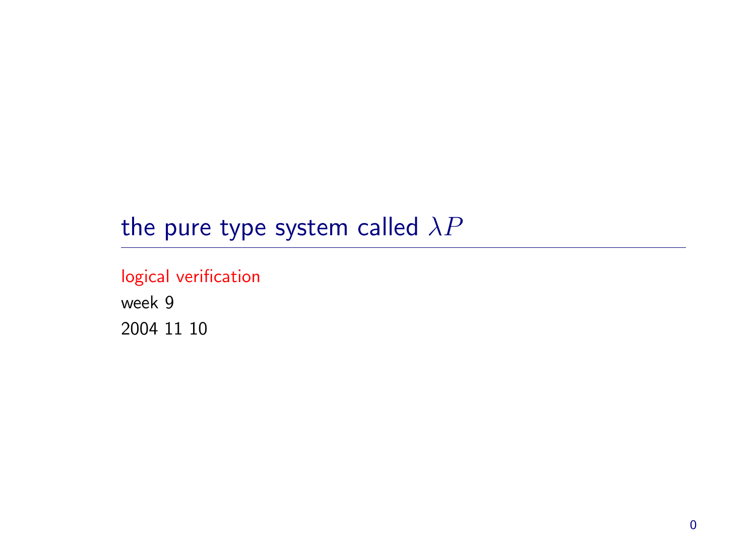# the pure type system called $\lambda P$

logical verification

week 9

2004 11 10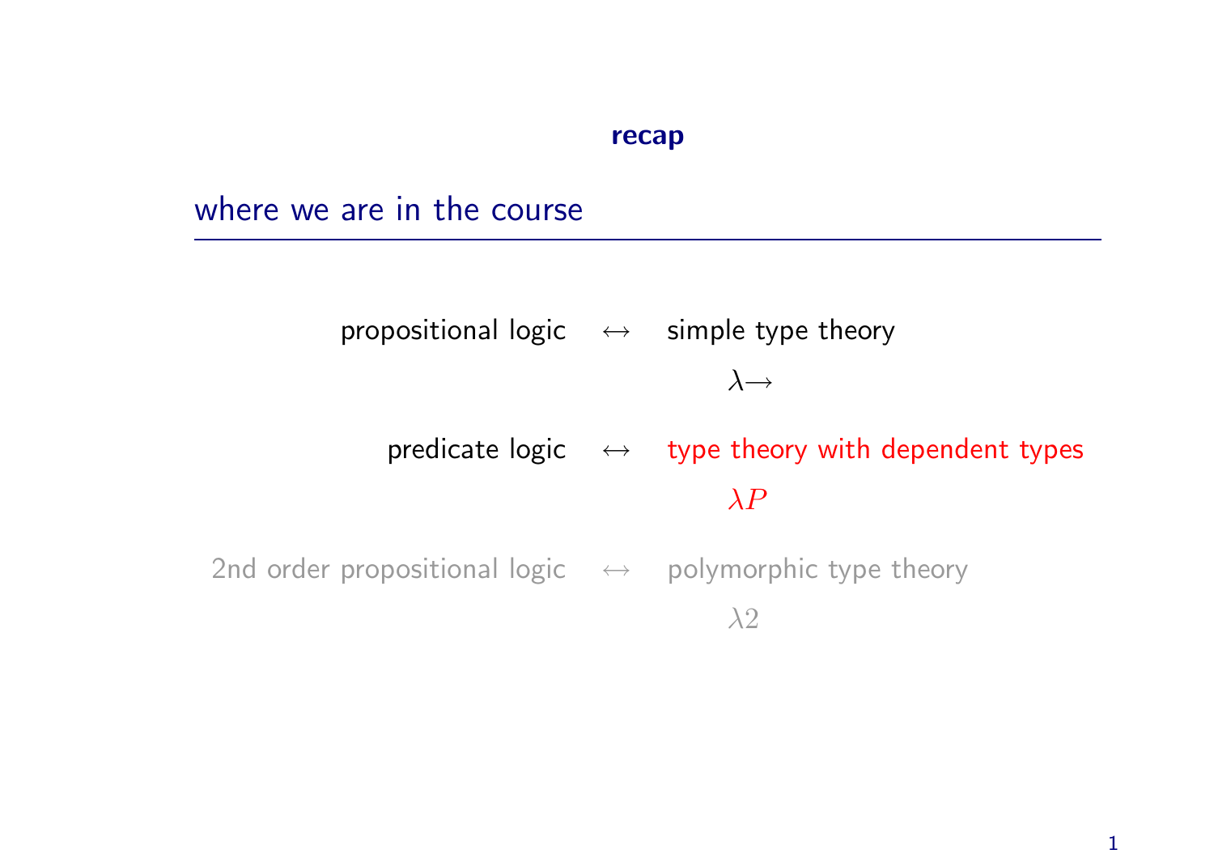**recap**

## where we are in the course

| | | |
|---|---|---|
| propositional logic | $\leftrightarrow$ | simple type theory $\lambda{\to}$ |
| predicate logic | $\leftrightarrow$ | type theory with dependent types $\lambda P$ |
| 2nd order propositional logic | $\leftrightarrow$ | polymorphic type theory $\lambda 2$ |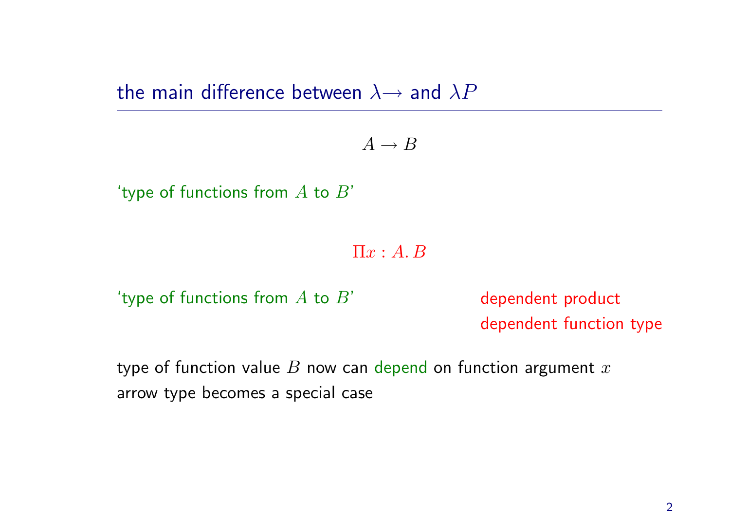## the main difference between $\lambda\!\rightarrow$ and $\lambda P$

$$A \to B$$

'type of functions from $A$ to $B$'

$$\Pi x : A.\, B$$

'type of functions from $A$ to $B$'

dependent product
dependent function type

type of function value $B$ now can depend on function argument $x$
arrow type becomes a special case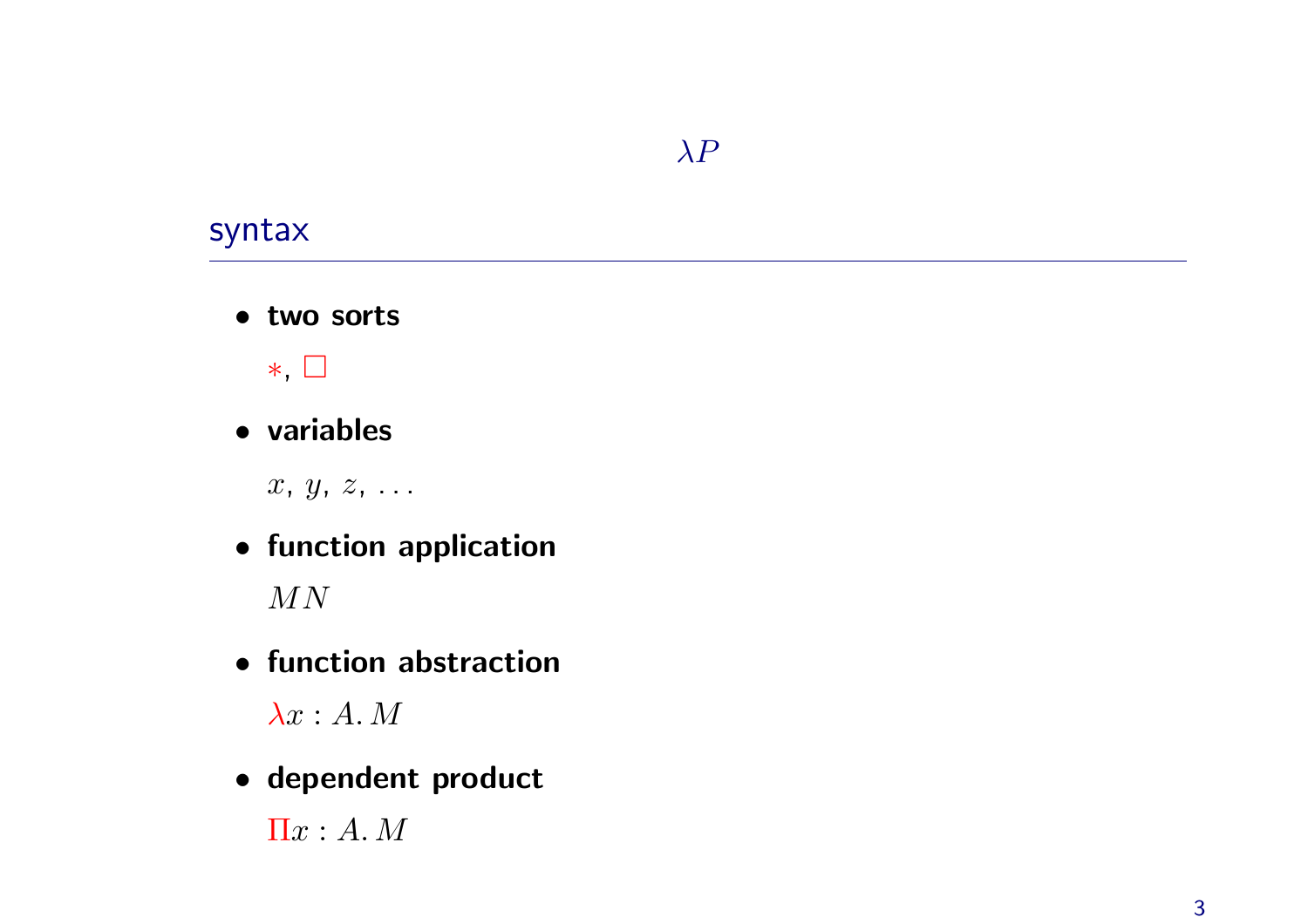# $\lambda P$

## syntax

- **two sorts**

  $*$, $\Box$

- **variables**

  $x$, $y$, $z$, $\ldots$

- **function application**

  $MN$

- **function abstraction**

  $\lambda x : A.\, M$

- **dependent product**

  $\Pi x : A.\, M$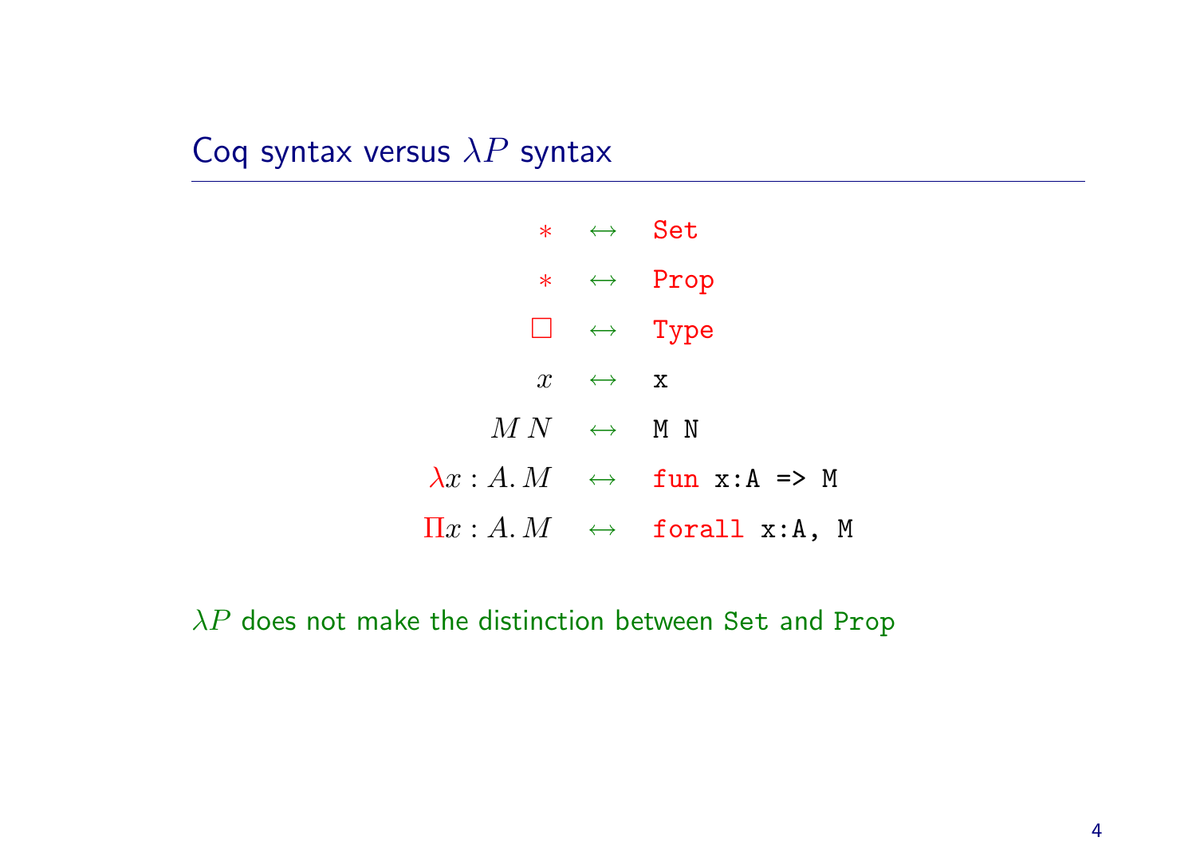## Coq syntax versus $\lambda P$ syntax

| | | |
|---|---|---|
| $*$ | $\leftrightarrow$ | `Set` |
| $*$ | $\leftrightarrow$ | `Prop` |
| $\Box$ | $\leftrightarrow$ | `Type` |
| $x$ | $\leftrightarrow$ | `x` |
| $M\,N$ | $\leftrightarrow$ | `M N` |
| $\lambda x : A.\, M$ | $\leftrightarrow$ | `fun x:A => M` |
| $\Pi x : A.\, M$ | $\leftrightarrow$ | `forall x:A, M` |

$\lambda P$ does not make the distinction between `Set` and `Prop`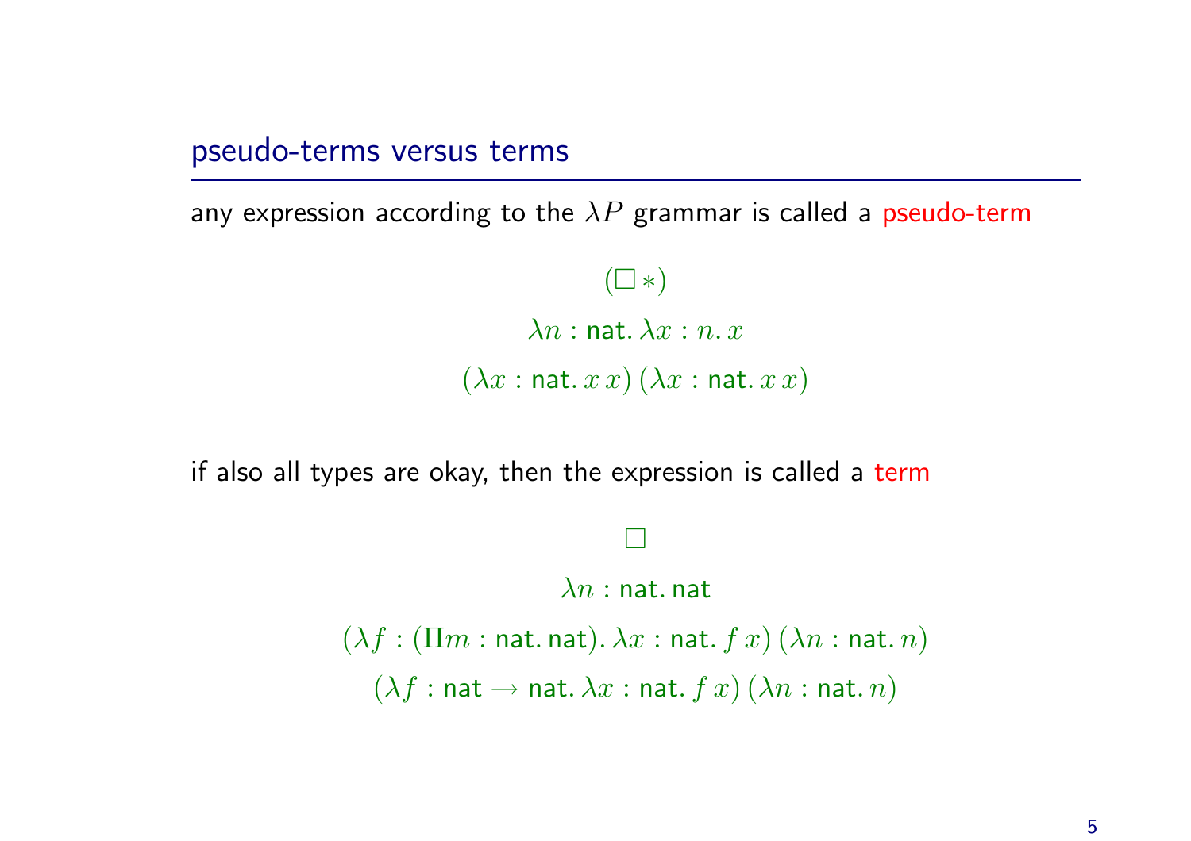## pseudo-terms versus terms

any expression according to the $\lambda P$ grammar is called a pseudo-term

$$(\Box \, *)$$

$$\lambda n : \mathsf{nat}.\, \lambda x : n.\, x$$

$$(\lambda x : \mathsf{nat}.\, x\, x)\, (\lambda x : \mathsf{nat}.\, x\, x)$$

if also all types are okay, then the expression is called a term

$$\Box$$

$$\lambda n : \mathsf{nat}.\, \mathsf{nat}$$

$$(\lambda f : (\Pi m : \mathsf{nat}.\, \mathsf{nat}).\, \lambda x : \mathsf{nat}.\, f\, x)\, (\lambda n : \mathsf{nat}.\, n)$$

$$(\lambda f : \mathsf{nat} \to \mathsf{nat}.\, \lambda x : \mathsf{nat}.\, f\, x)\, (\lambda n : \mathsf{nat}.\, n)$$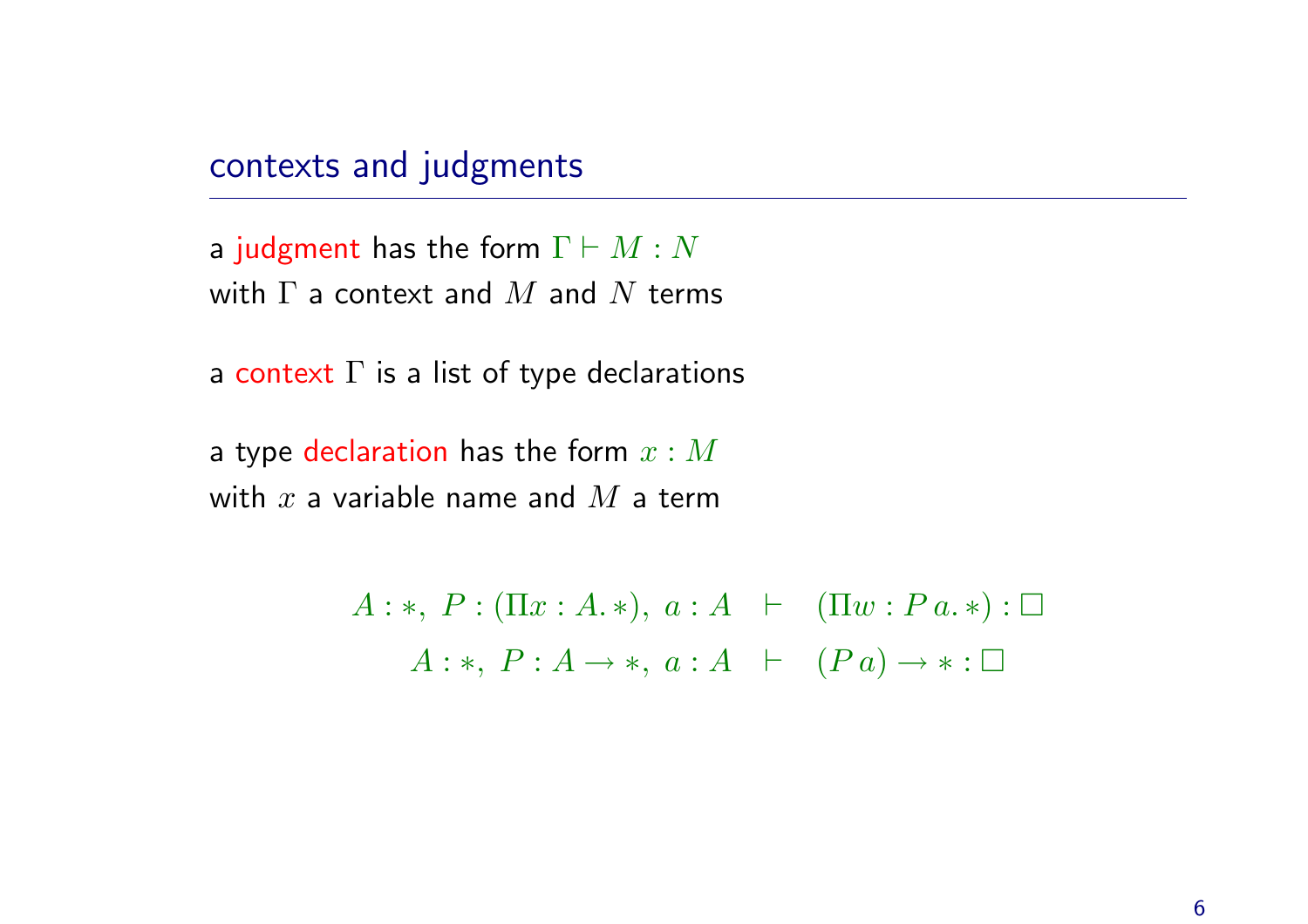## contexts and judgments

a judgment has the form $\Gamma \vdash M : N$
with $\Gamma$ a context and $M$ and $N$ terms

a context $\Gamma$ is a list of type declarations

a type declaration has the form $x : M$
with $x$ a variable name and $M$ a term

$$A : *,\ P : (\Pi x : A.\, *),\ a : A \quad \vdash \quad (\Pi w : P\, a.\, *) : \Box$$

$$A : *,\ P : A \to *,\ a : A \quad \vdash \quad (P\, a) \to * : \Box$$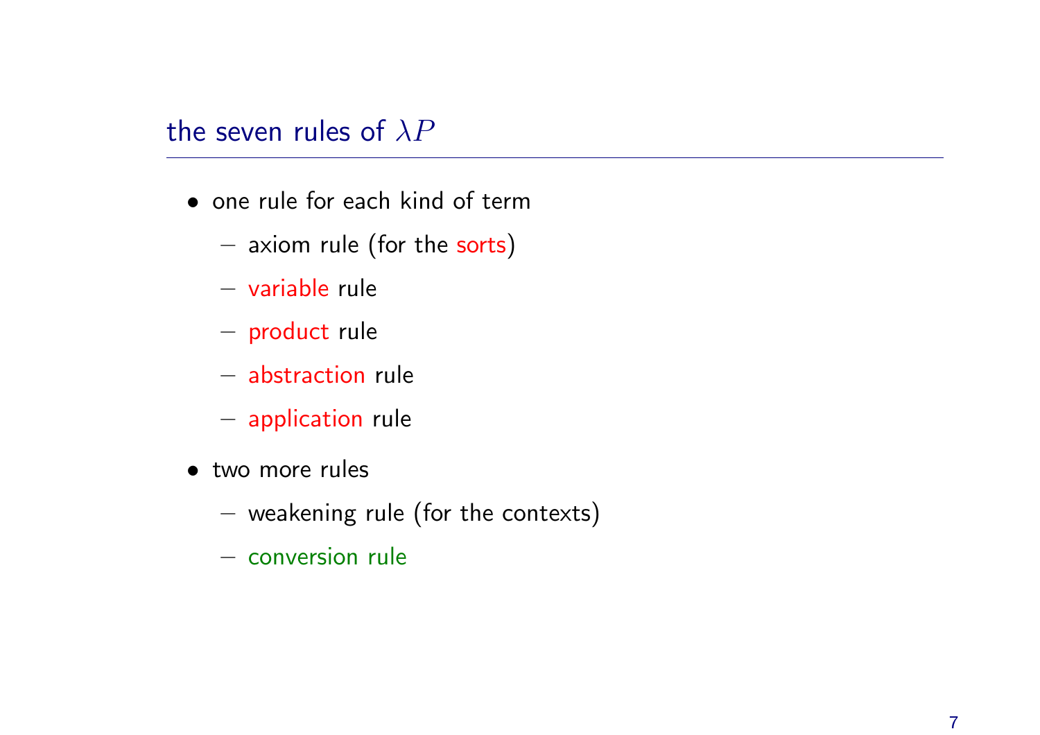## the seven rules of $\lambda P$

- one rule for each kind of term
  - axiom rule (for the sorts)
  - variable rule
  - product rule
  - abstraction rule
  - application rule
- two more rules
  - weakening rule (for the contexts)
  - conversion rule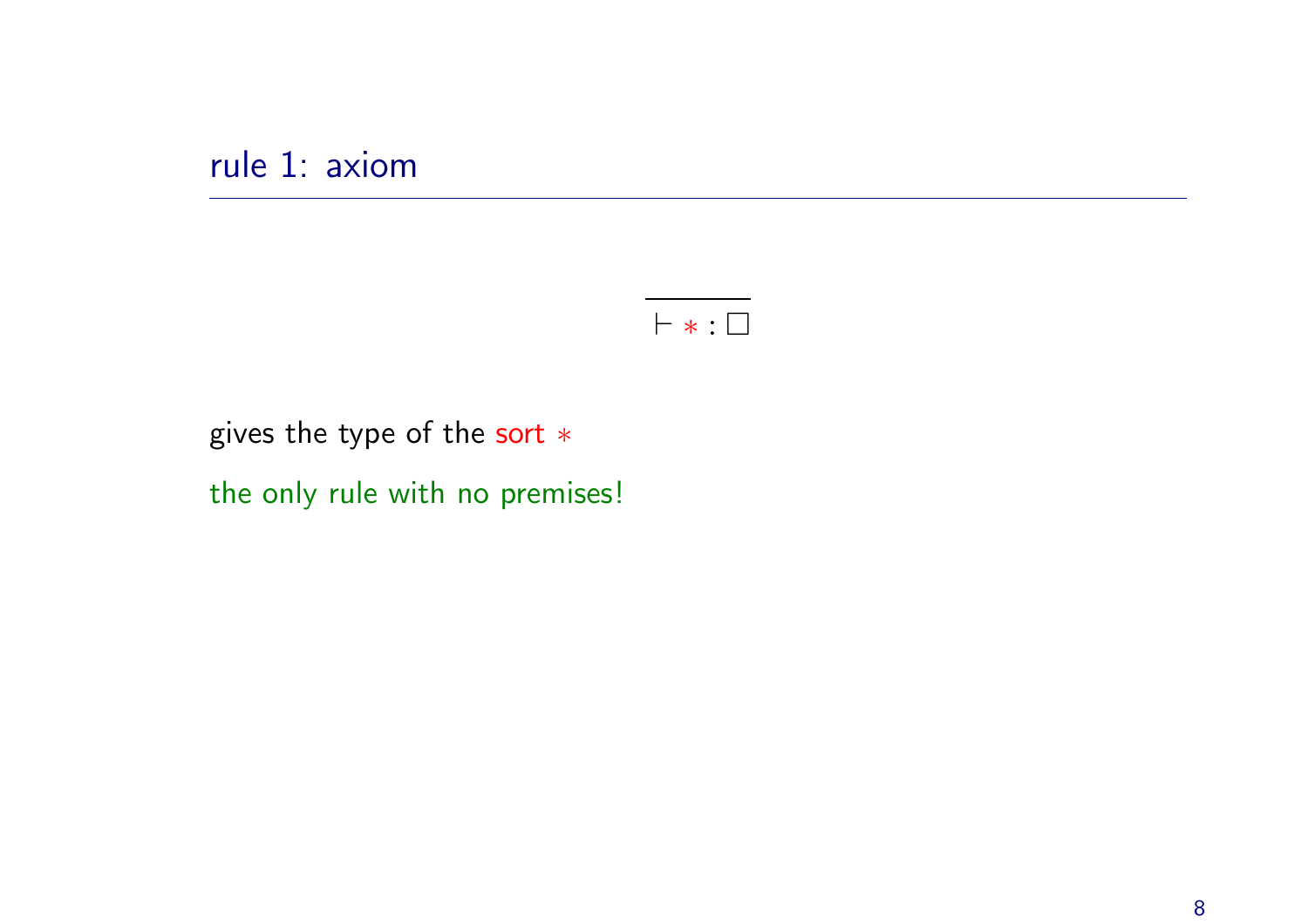## rule 1: axiom

$$\frac{}{\vdash * : \square}$$

gives the type of the sort $*$

the only rule with no premises!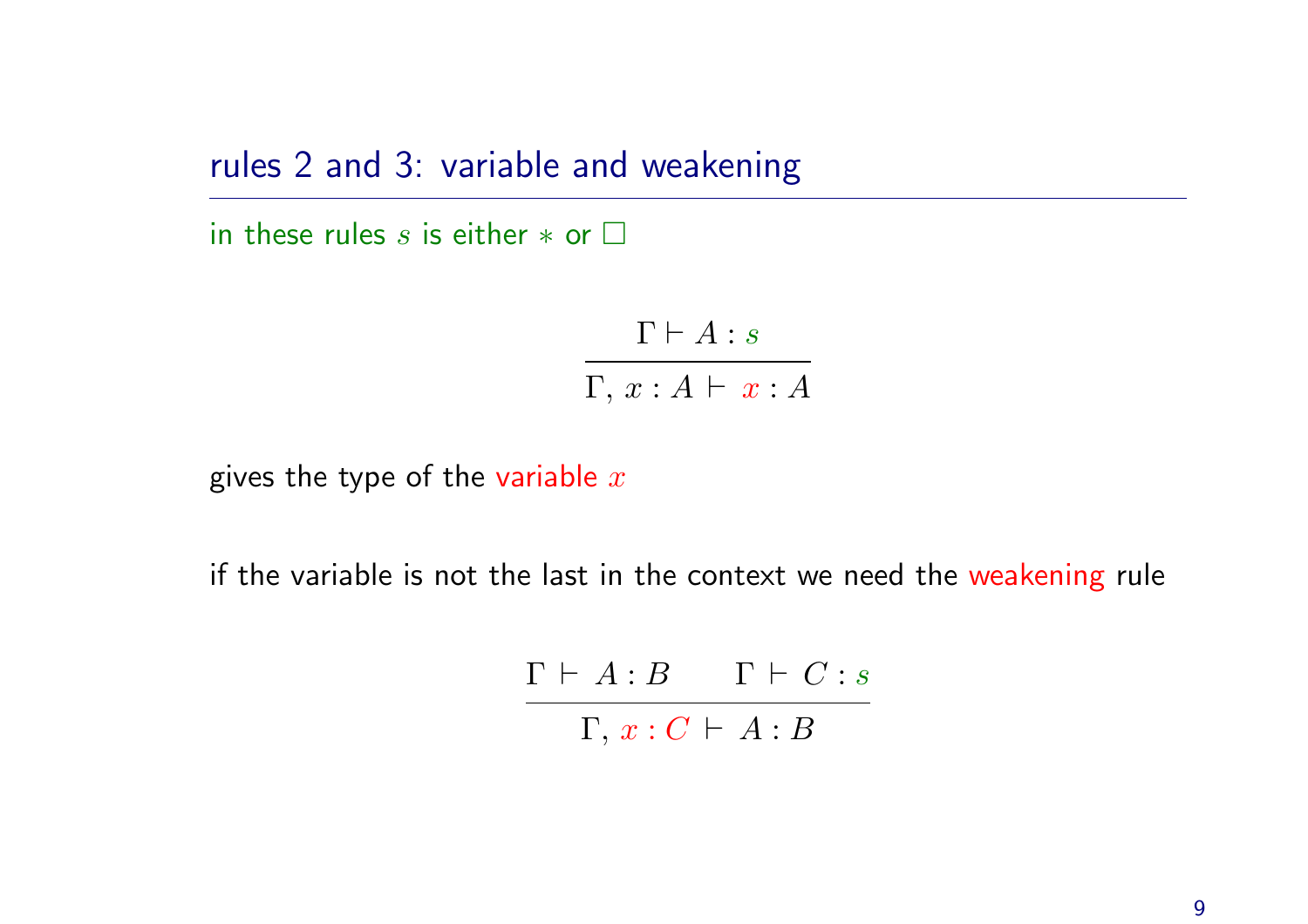## rules 2 and 3: variable and weakening

in these rules $s$ is either $*$ or $\Box$

$$\frac{\Gamma \vdash A : s}{\Gamma,\, x : A \vdash x : A}$$

gives the type of the variable $x$

if the variable is not the last in the context we need the weakening rule

$$\frac{\Gamma \vdash A : B \qquad \Gamma \vdash C : s}{\Gamma,\, x : C \vdash A : B}$$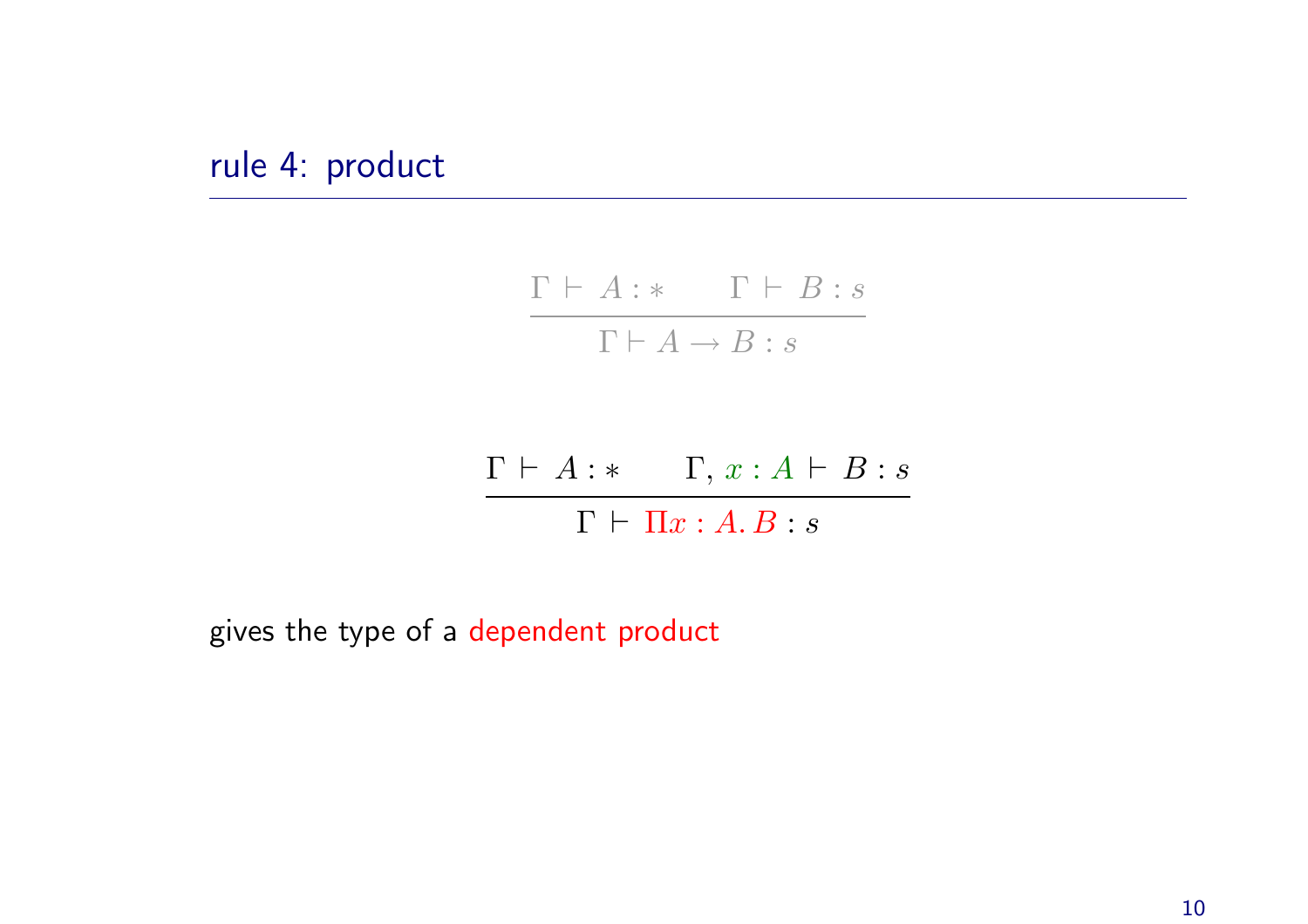## rule 4: product

$$\frac{\Gamma \vdash A : * \qquad \Gamma \vdash B : s}{\Gamma \vdash A \to B : s}$$

$$\frac{\Gamma \vdash A : * \qquad \Gamma, x : A \vdash B : s}{\Gamma \vdash \Pi x : A.\, B : s}$$

gives the type of a dependent product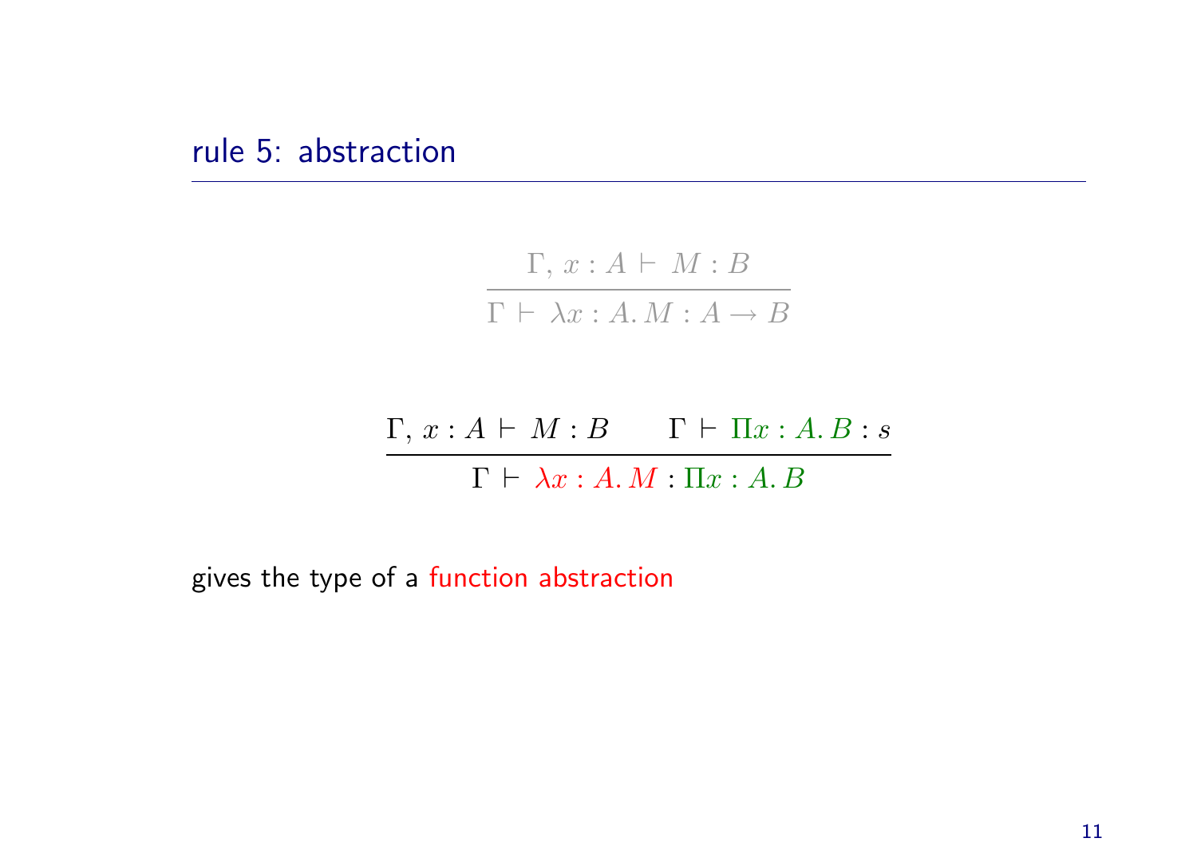## rule 5: abstraction

$$\frac{\Gamma,\, x : A \vdash M : B}{\Gamma \vdash \lambda x : A.\, M : A \to B}$$

$$\frac{\Gamma,\, x : A \vdash M : B \qquad \Gamma \vdash \Pi x : A.\, B : s}{\Gamma \vdash \lambda x : A.\, M : \Pi x : A.\, B}$$

gives the type of a function abstraction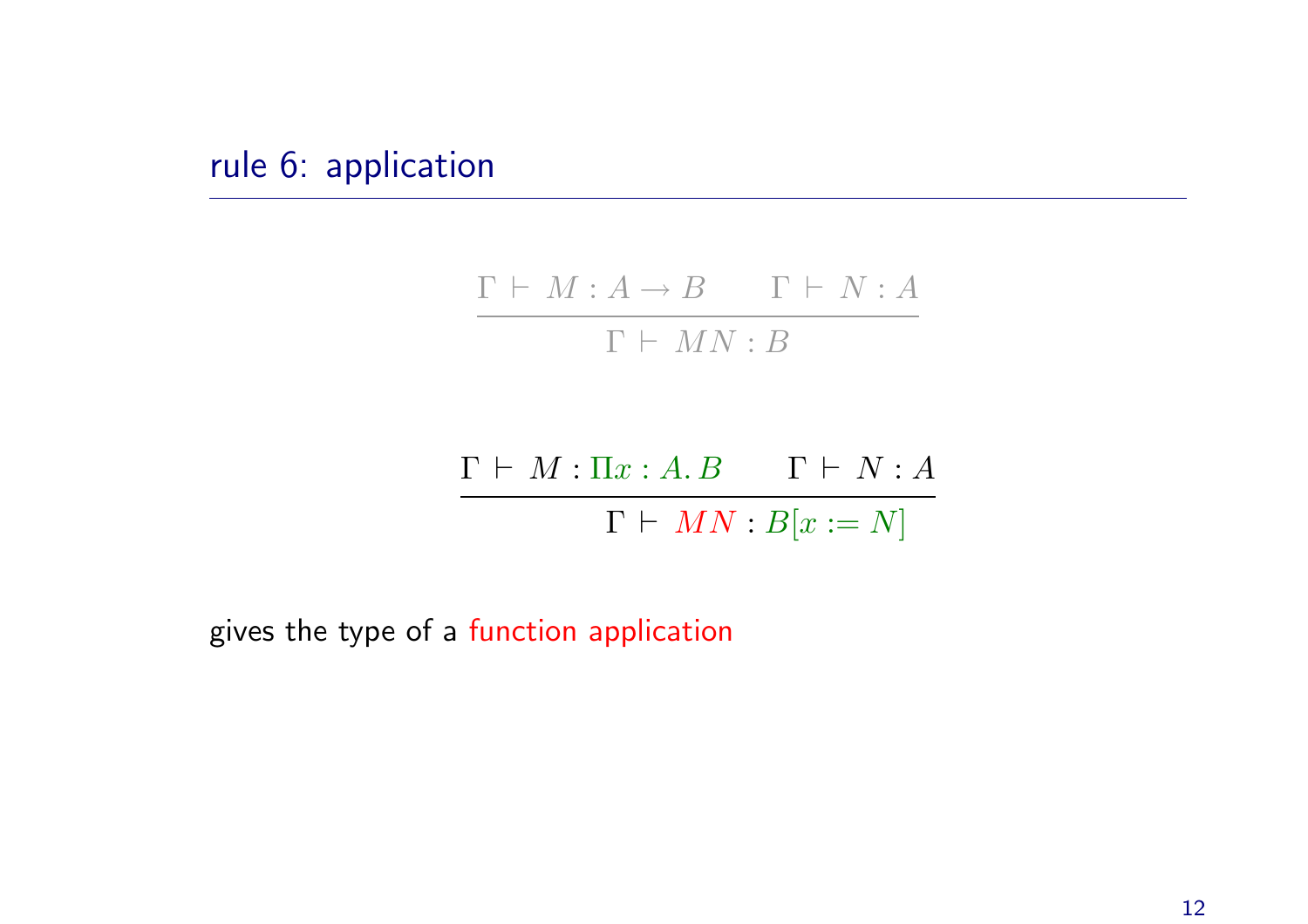## rule 6: application

$$\frac{\Gamma \vdash M : A \to B \qquad \Gamma \vdash N : A}{\Gamma \vdash MN : B}$$

$$\frac{\Gamma \vdash M : \Pi x : A.\, B \qquad \Gamma \vdash N : A}{\Gamma \vdash MN : B[x := N]}$$

gives the type of a function application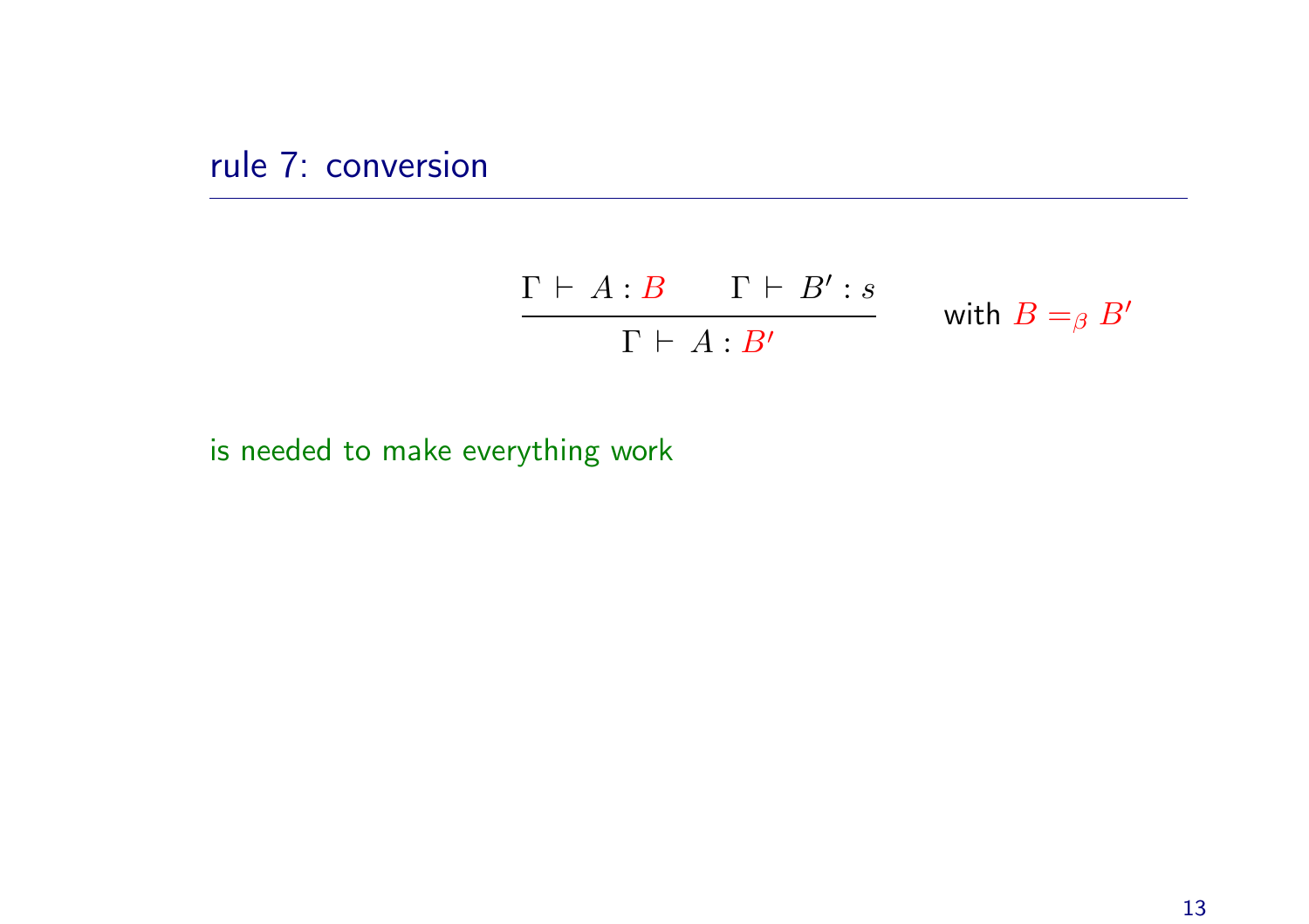## rule 7: conversion

$$\frac{\Gamma \vdash A : B \qquad \Gamma \vdash B' : s}{\Gamma \vdash A : B'} \qquad \text{with } B =_\beta B'$$

is needed to make everything work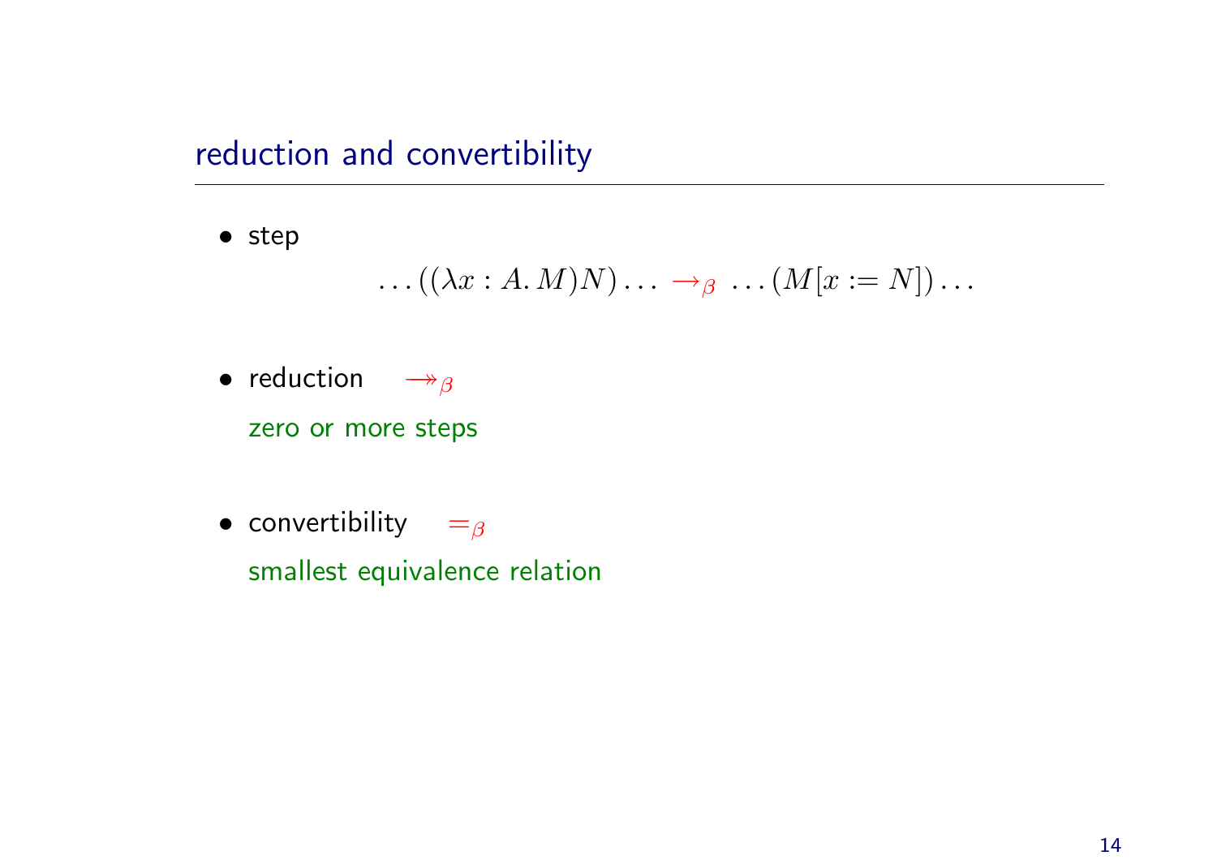## reduction and convertibility

- step

$$\ldots((\lambda x : A.\, M)N)\ldots \rightarrow_\beta \ldots(M[x := N])\ldots$$

- reduction $\twoheadrightarrow_\beta$

  zero or more steps

- convertibility $=_\beta$

  smallest equivalence relation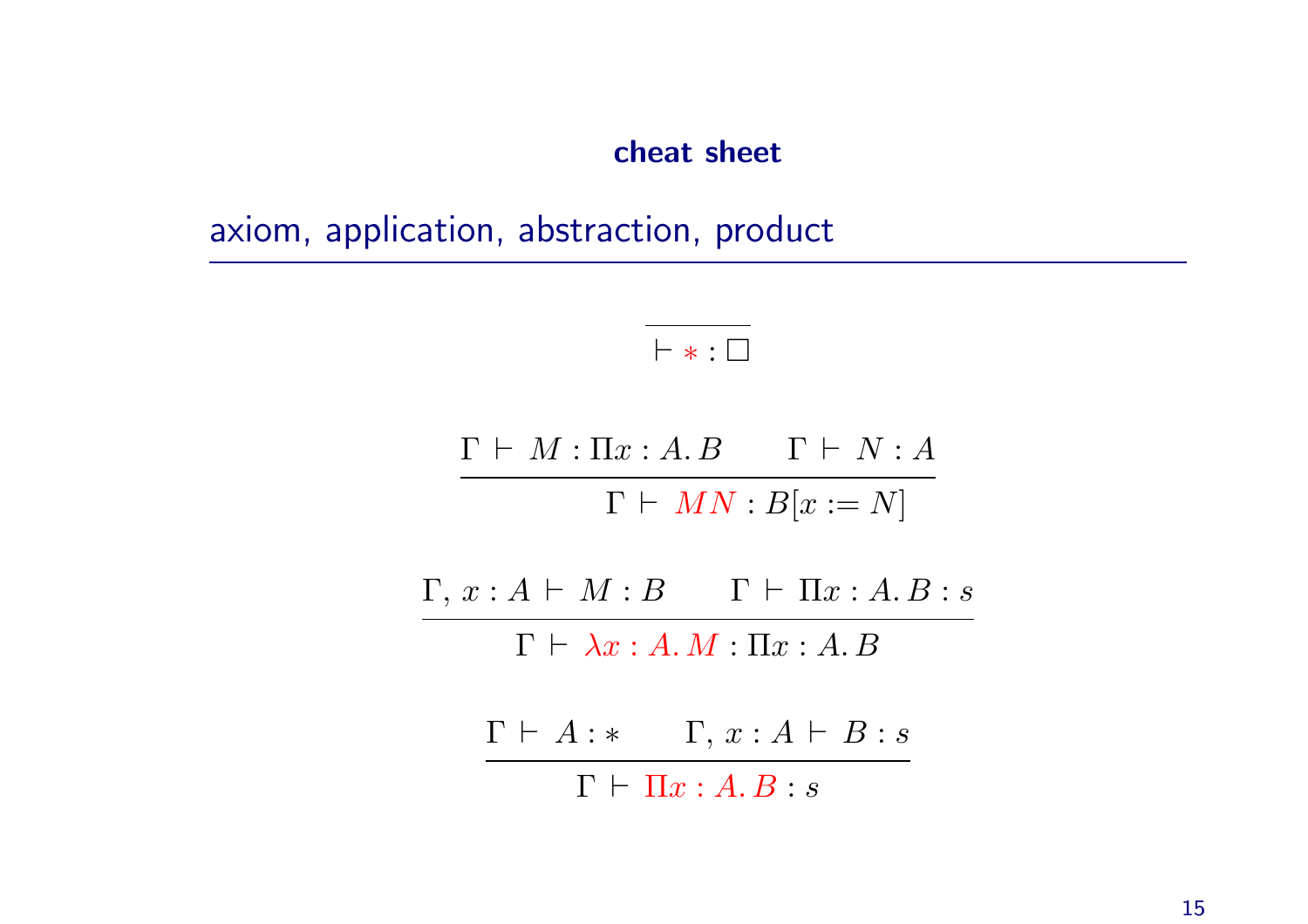**cheat sheet**

## axiom, application, abstraction, product

$$\frac{}{\vdash * : \square}$$

$$\frac{\Gamma \vdash M : \Pi x : A.\, B \qquad \Gamma \vdash N : A}{\Gamma \vdash MN : B[x := N]}$$

$$\frac{\Gamma,\, x : A \vdash M : B \qquad \Gamma \vdash \Pi x : A.\, B : s}{\Gamma \vdash \lambda x : A.\, M : \Pi x : A.\, B}$$

$$\frac{\Gamma \vdash A : * \qquad \Gamma,\, x : A \vdash B : s}{\Gamma \vdash \Pi x : A.\, B : s}$$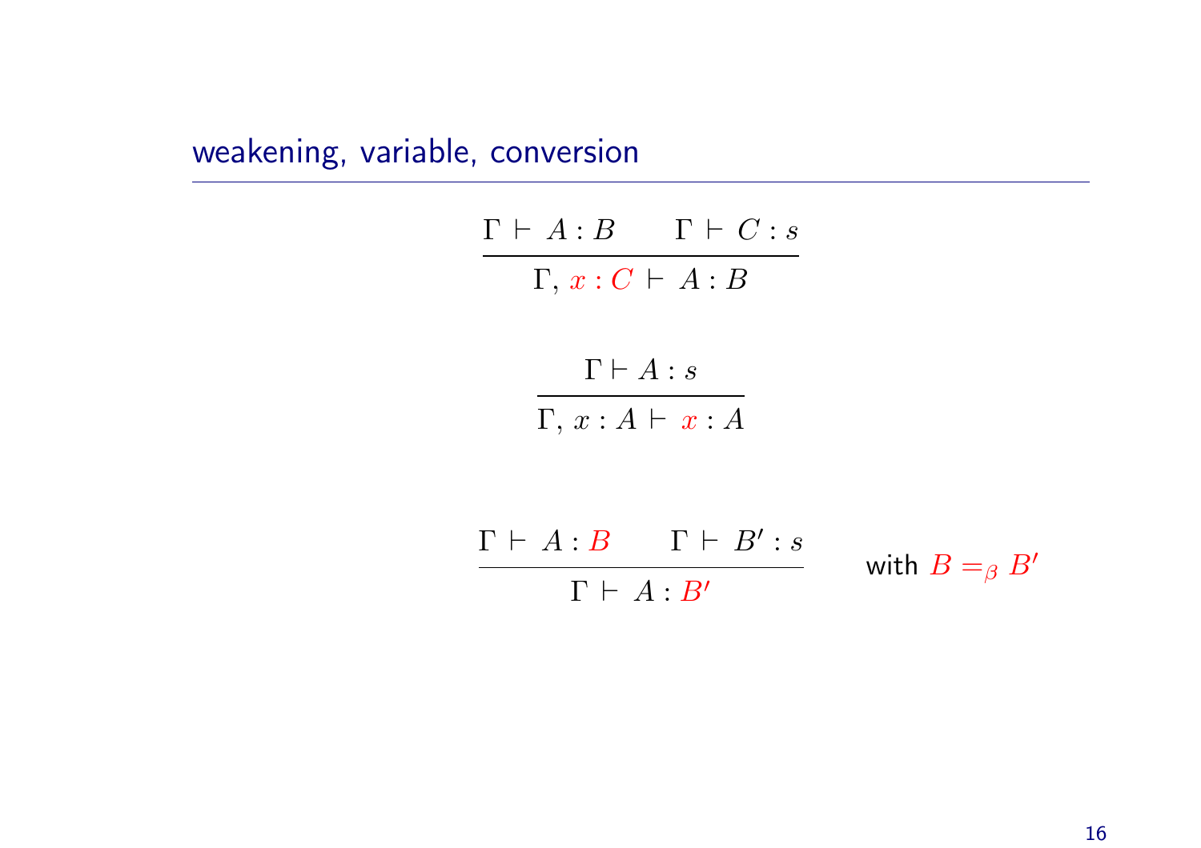## weakening, variable, conversion

$$\frac{\Gamma \vdash A : B \qquad \Gamma \vdash C : s}{\Gamma,\, x : C \vdash A : B}$$

$$\frac{\Gamma \vdash A : s}{\Gamma,\, x : A \vdash x : A}$$

$$\frac{\Gamma \vdash A : B \qquad \Gamma \vdash B' : s}{\Gamma \vdash A : B'} \qquad \text{with } B =_\beta B'$$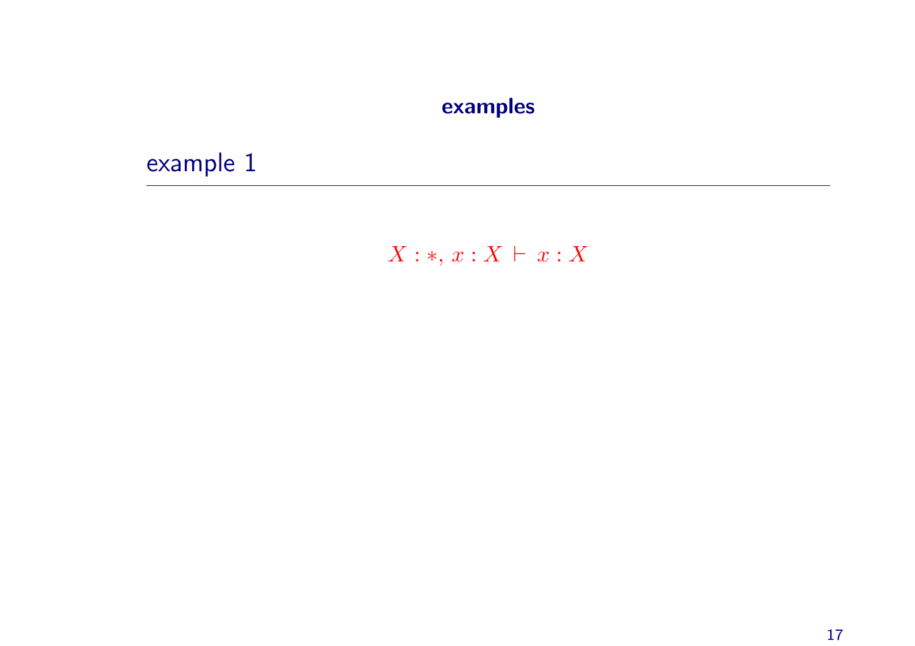## examples

### example 1

$$X : *,\, x : X \vdash x : X$$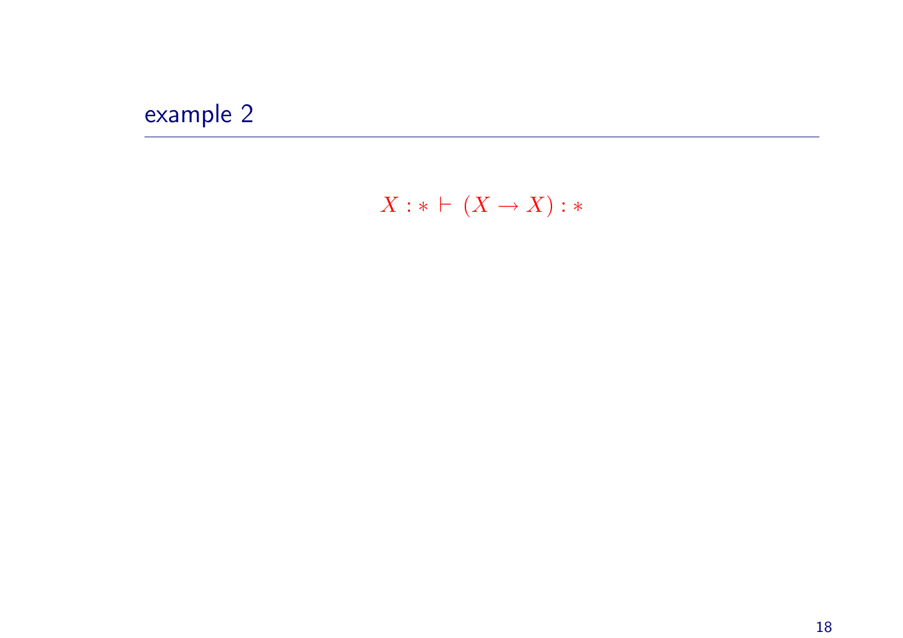# example 2

$$X : * \vdash (X \to X) : *$$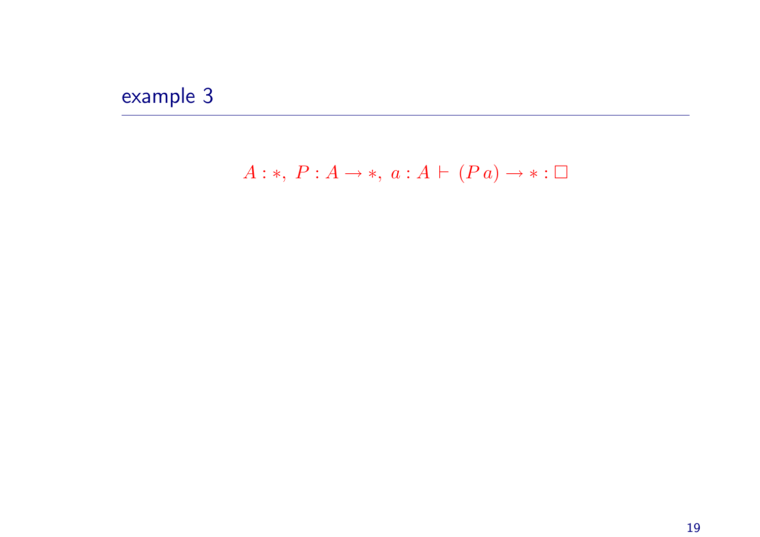# example 3

$$A : *,\ P : A \to *,\ a : A \vdash (P\,a) \to * : \square$$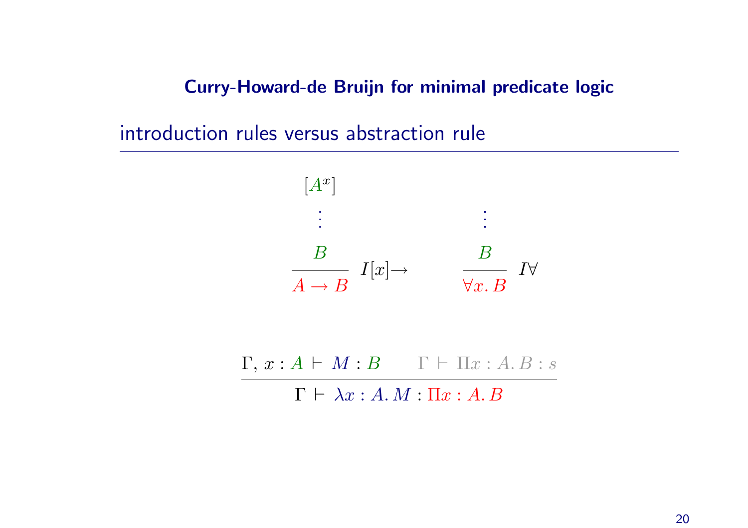# Curry-Howard-de Bruijn for minimal predicate logic

## introduction rules versus abstraction rule

$$
\dfrac{\begin{matrix}[A^x] \\ \vdots \\ B\end{matrix}}{A \to B}\ I[x]{\to}
\qquad\qquad
\dfrac{\begin{matrix}\vdots \\ B\end{matrix}}{\forall x.\, B}\ I\forall
$$

$$
\dfrac{\Gamma,\, x : A \,\vdash\, M : B \qquad \Gamma \,\vdash\, \Pi x : A.\, B : s}{\Gamma \,\vdash\, \lambda x : A.\, M : \Pi x : A.\, B}
$$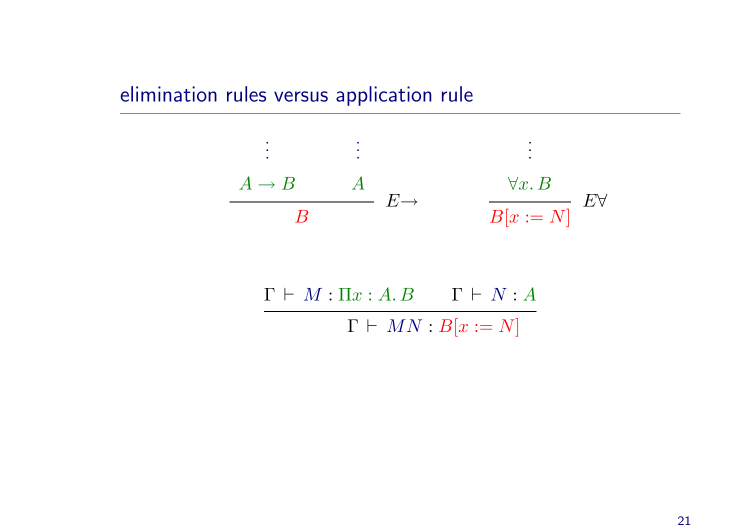## elimination rules versus application rule

$$
\dfrac{\begin{array}{c}\vdots \\ A \to B\end{array} \qquad \begin{array}{c}\vdots \\ A\end{array}}{B}\ E{\to}
\qquad\qquad
\dfrac{\begin{array}{c}\vdots \\ \forall x.\, B\end{array}}{B[x := N]}\ E\forall
$$

$$
\dfrac{\Gamma \vdash M : \Pi x : A.\, B \qquad \Gamma \vdash N : A}{\Gamma \vdash MN : B[x := N]}
$$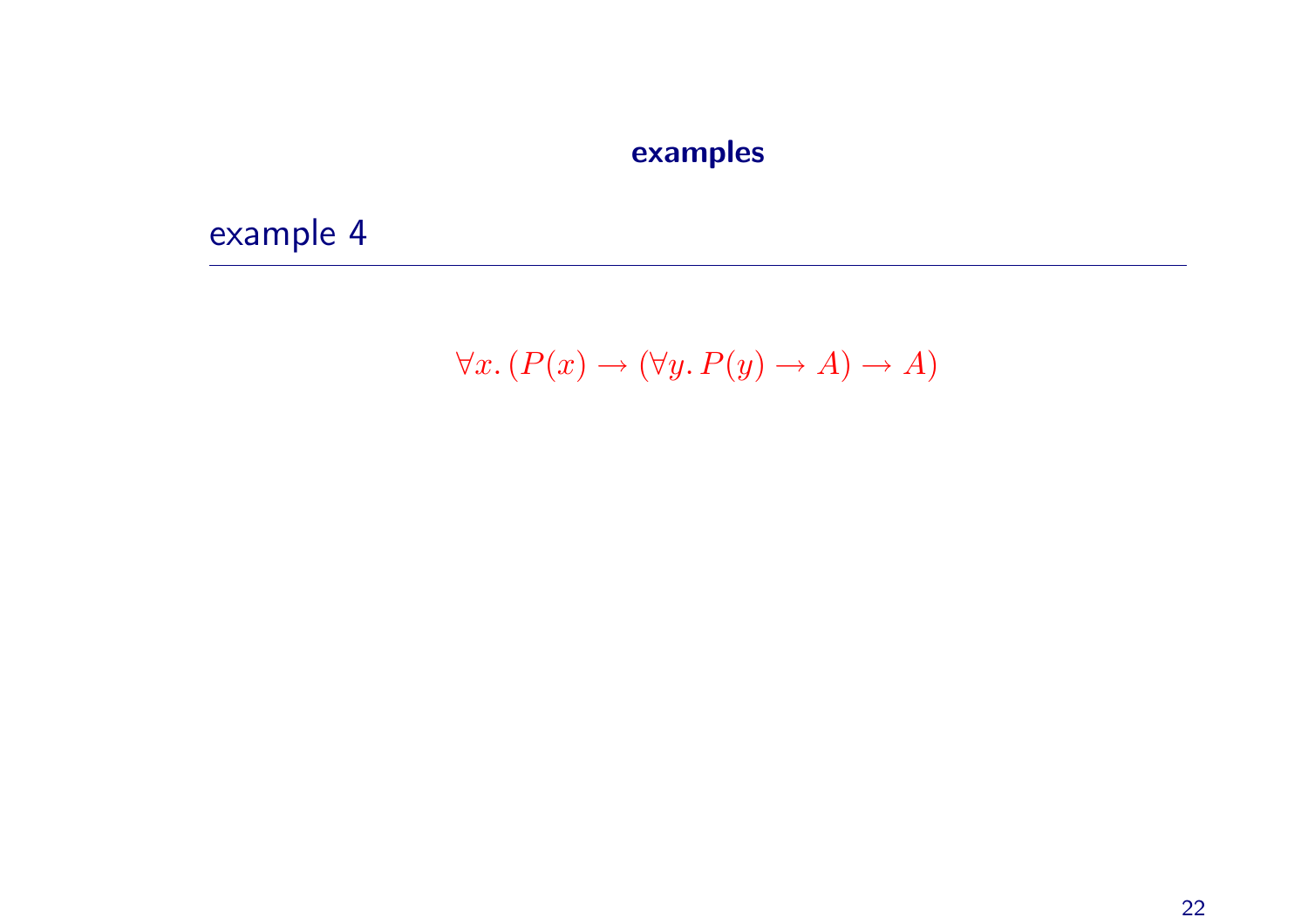# examples

## example 4

$$\forall x.\,(P(x) \to (\forall y.\,P(y) \to A) \to A)$$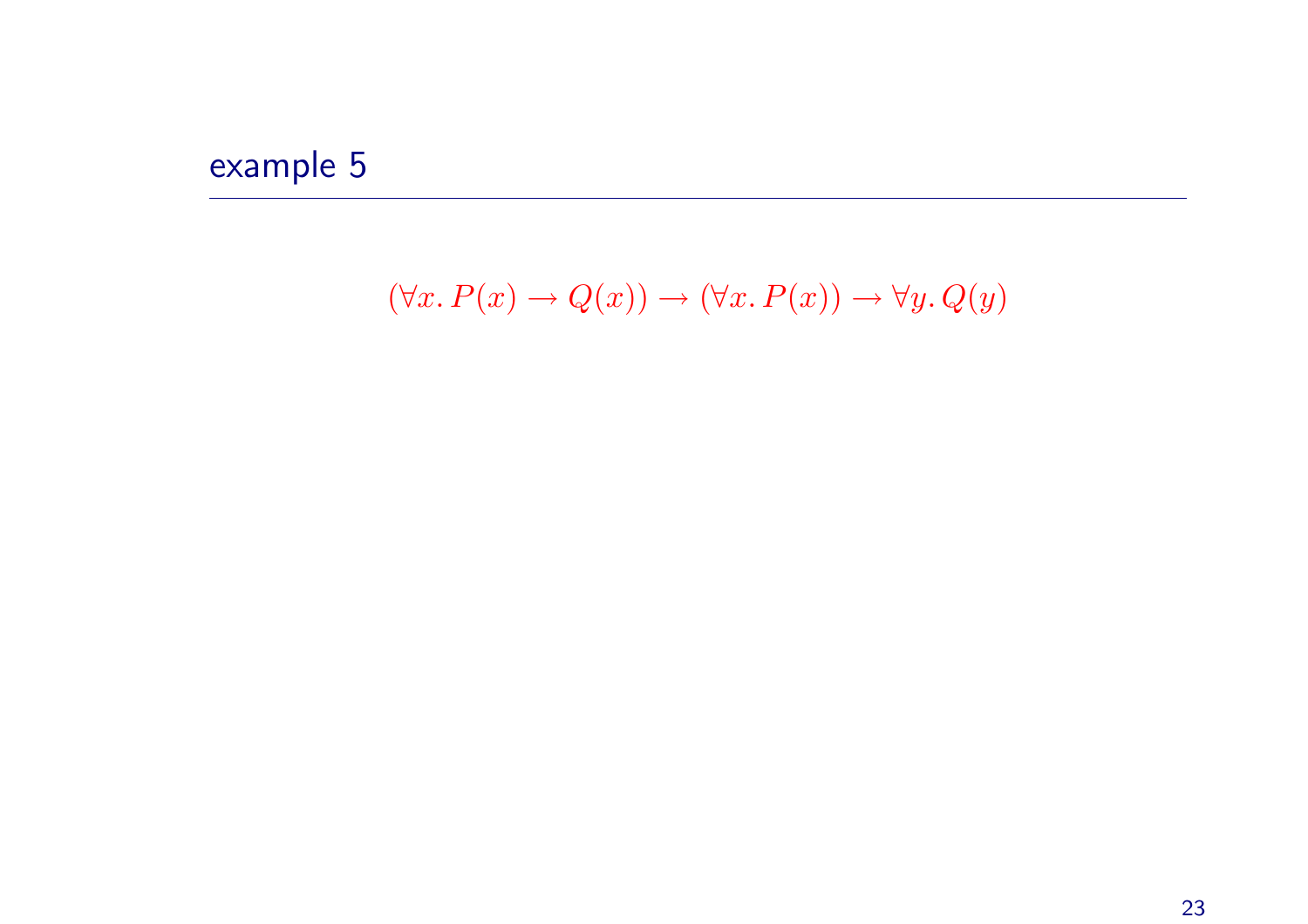# example 5

$$(\forall x.\, P(x) \to Q(x)) \to (\forall x.\, P(x)) \to \forall y.\, Q(y)$$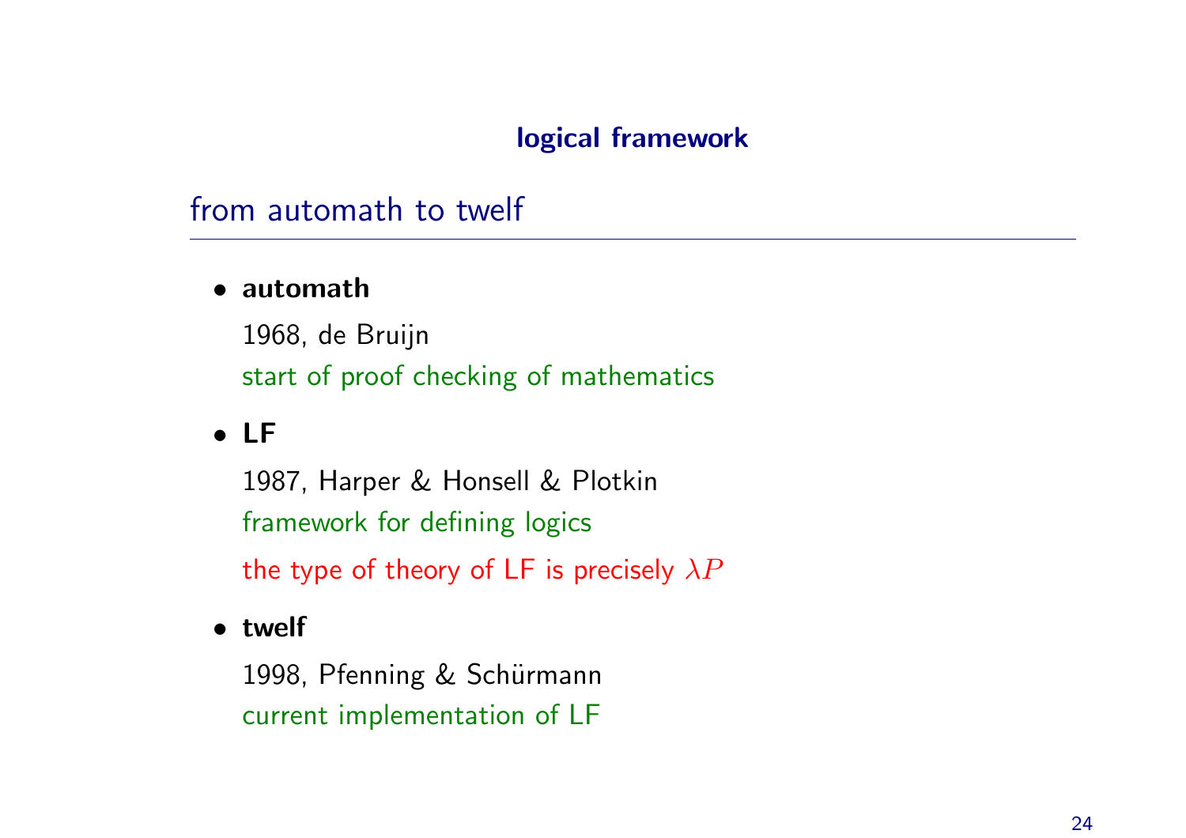## logical framework

### from automath to twelf

- **automath**

  1968, de Bruijn

  start of proof checking of mathematics

- **LF**

  1987, Harper & Honsell & Plotkin

  framework for defining logics

  the type of theory of LF is precisely $\lambda P$

- **twelf**

  1998, Pfenning & Schürmann

  current implementation of LF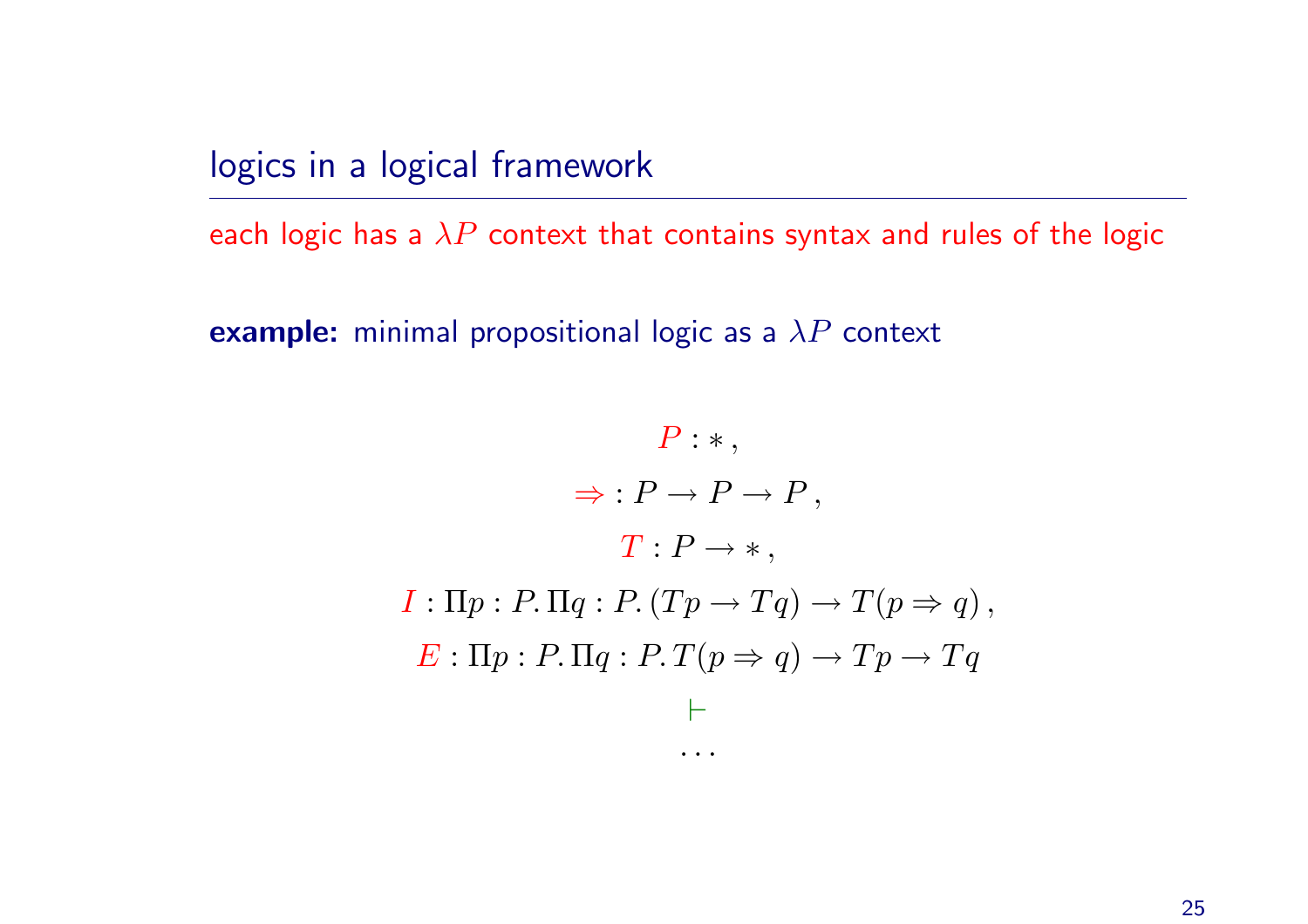## logics in a logical framework

each logic has a $\lambda P$ context that contains syntax and rules of the logic

**example:** minimal propositional logic as a $\lambda P$ context

$$
\begin{gathered}
P : * \,, \\
\Rightarrow \, : P \to P \to P \,, \\
T : P \to * \,, \\
I : \Pi p : P. \, \Pi q : P. \, (Tp \to Tq) \to T(p \Rightarrow q) \,, \\
E : \Pi p : P. \, \Pi q : P. \, T(p \Rightarrow q) \to Tp \to Tq \\
\vdash \\
\ldots
\end{gathered}
$$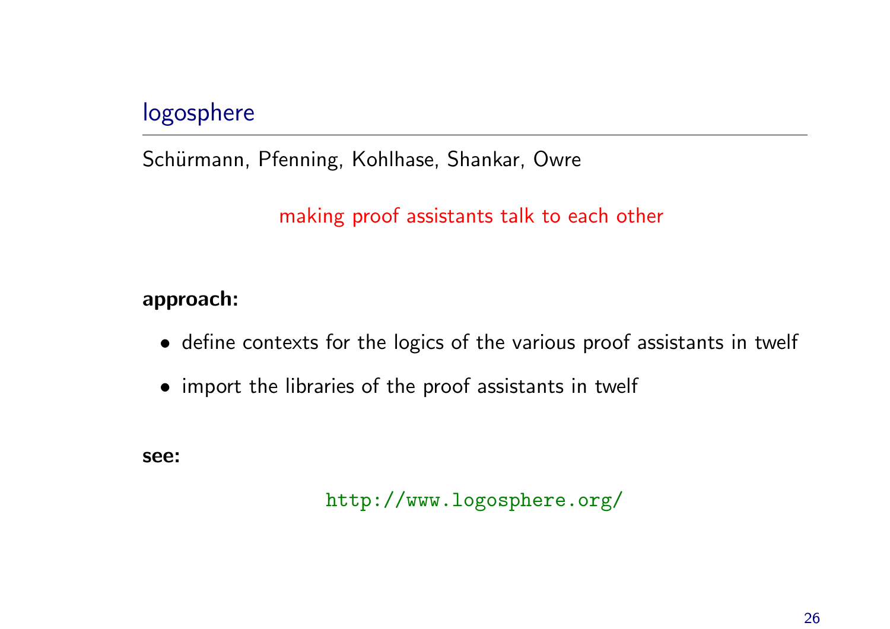## logosphere

Schürmann, Pfenning, Kohlhase, Shankar, Owre

making proof assistants talk to each other

**approach:**

- define contexts for the logics of the various proof assistants in twelf
- import the libraries of the proof assistants in twelf

**see:**

`http://www.logosphere.org/`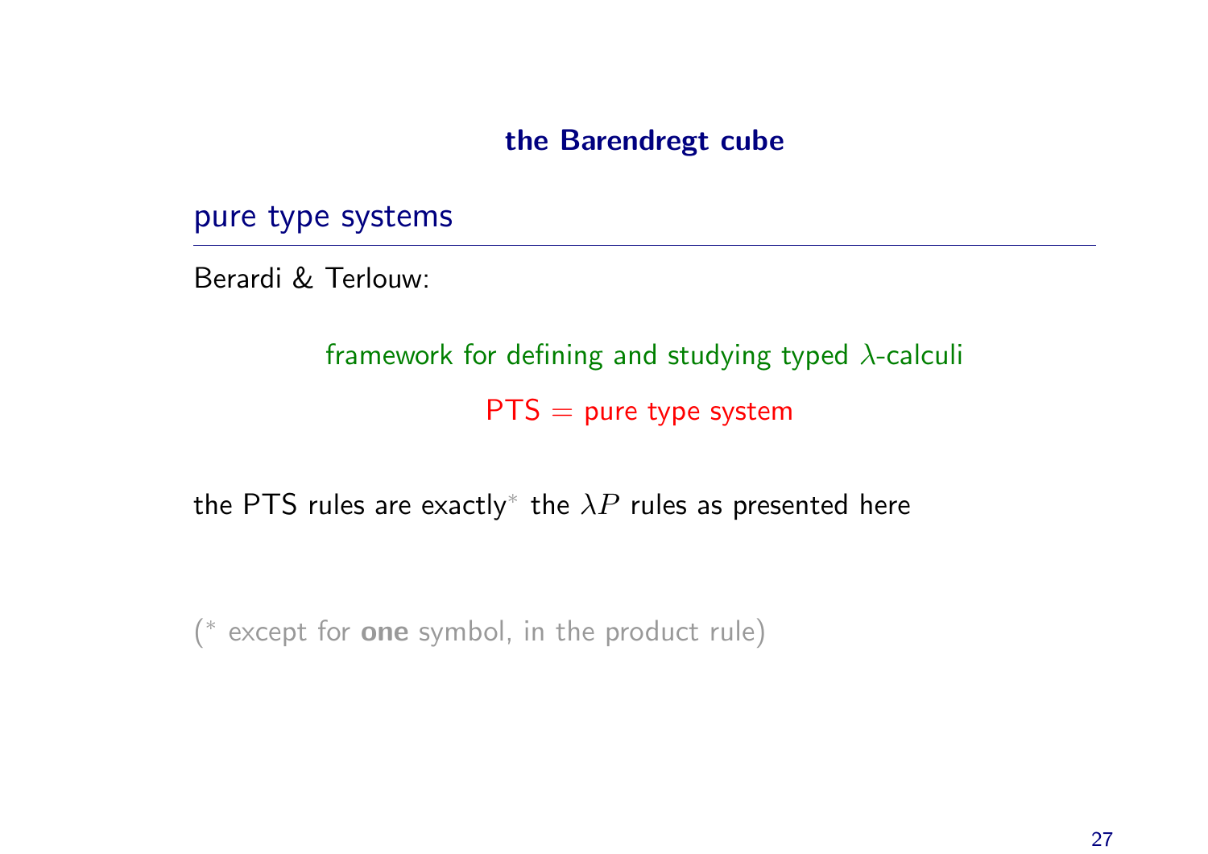### the Barendregt cube

## pure type systems

Berardi & Terlouw:

framework for defining and studying typed $\lambda$-calculi

PTS = pure type system

the PTS rules are exactly* the $\lambda P$ rules as presented here

(* except for **one** symbol, in the product rule)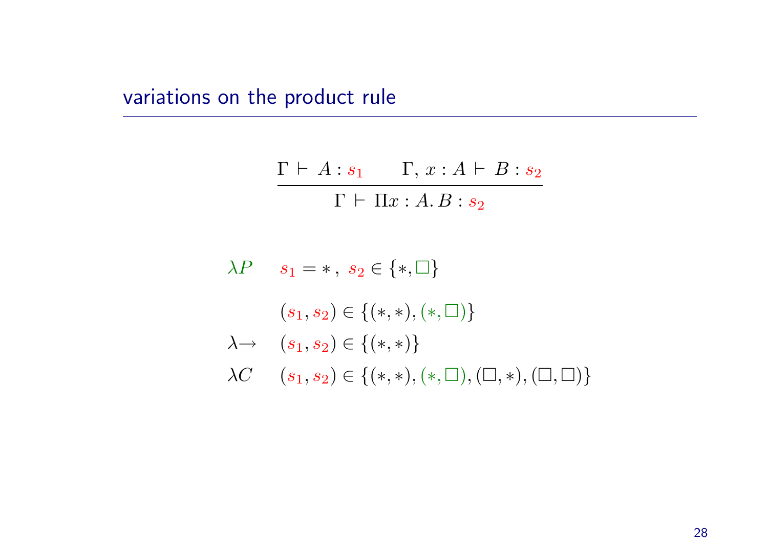## variations on the product rule

$$\frac{\Gamma \vdash A : s_1 \qquad \Gamma,\, x : A \vdash B : s_2}{\Gamma \vdash \Pi x : A.\, B : s_2}$$

$\lambda P \qquad s_1 = *\,,\ s_2 \in \{*, \Box\}$

$\qquad\quad (s_1, s_2) \in \{(*, *), (*, \Box)\}$

$\lambda{\to} \qquad (s_1, s_2) \in \{(*, *)\}$

$\lambda C \qquad (s_1, s_2) \in \{(*, *), (*, \Box), (\Box, *), (\Box, \Box)\}$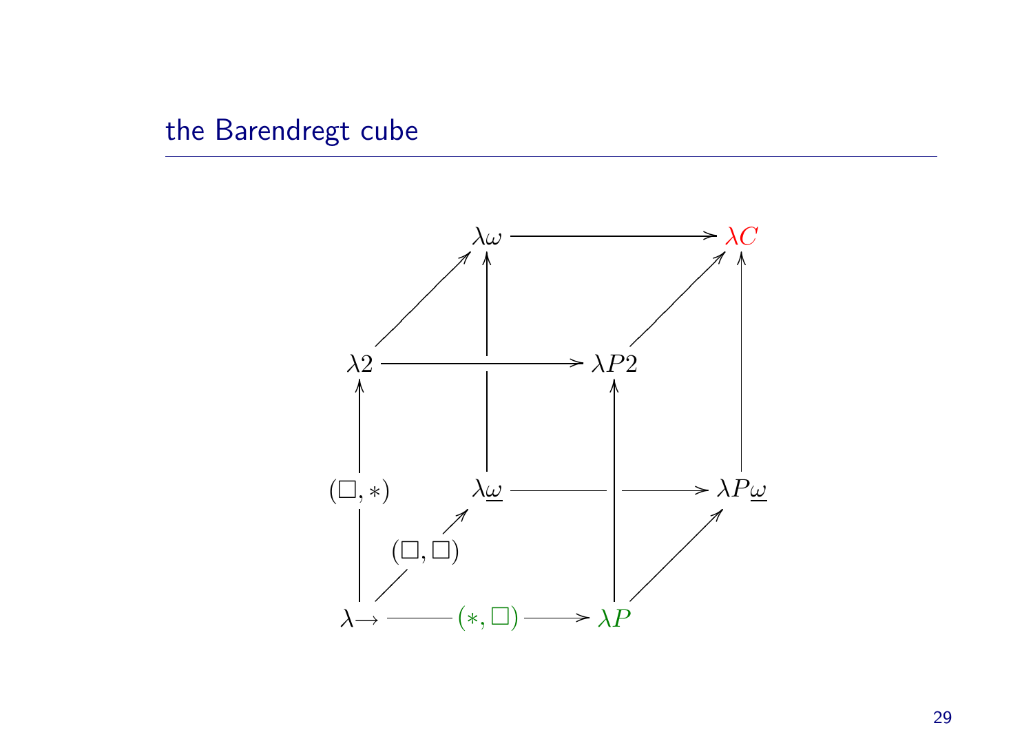## the Barendregt cube

$$\lambda\omega \longrightarrow \lambda C$$

$$\lambda 2 \longrightarrow \lambda P2$$

$$\lambda\underline{\omega} \longrightarrow \lambda P\underline{\omega}$$

$$\lambda{\to} \xrightarrow{(*,\Box)} \lambda P$$

$(\Box, *)$: $\lambda{\to} \longrightarrow \lambda 2$

$(\Box, \Box)$: $\lambda{\to} \longrightarrow \lambda\underline{\omega}$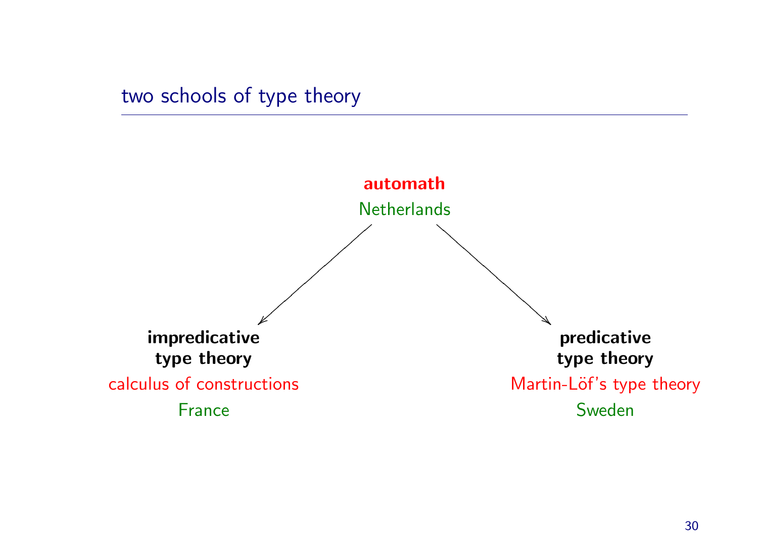## two schools of type theory

**automath**

Netherlands

**impredicative type theory**

calculus of constructions

France

**predicative type theory**

Martin-Löf's type theory

Sweden